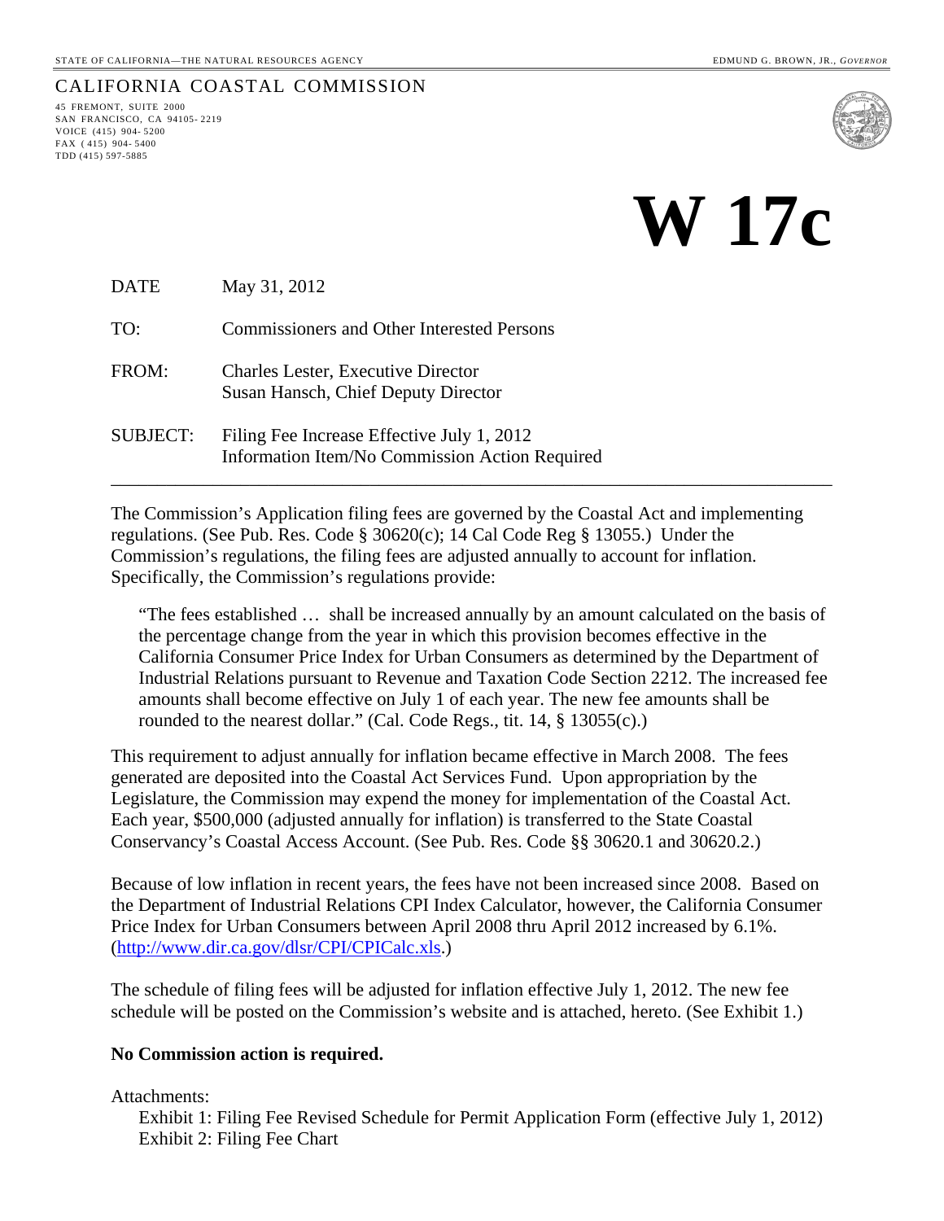STATE OF CALIFORNIA—THE NATURAL RESOURCES AGENCY

EDMUND G. BROWN, JR., *GOVERNOR*

CALIFORNIA COASTAL COMMISSION

45 FREMONT, SUITE 2000
SAN FRANCISCO, CA 94105-2219
VOICE (415) 904-5200
FAX (415) 904-5400
TDD (415) 597-5885

# W 17c

| | |
|---|---|
| DATE | May 31, 2012 |
| TO: | Commissioners and Other Interested Persons |
| FROM: | Charles Lester, Executive Director<br>Susan Hansch, Chief Deputy Director |
| SUBJECT: | Filing Fee Increase Effective July 1, 2012<br>Information Item/No Commission Action Required |

---

The Commission's Application filing fees are governed by the Coastal Act and implementing regulations. (See Pub. Res. Code § 30620(c); 14 Cal Code Reg § 13055.) Under the Commission's regulations, the filing fees are adjusted annually to account for inflation. Specifically, the Commission's regulations provide:

> "The fees established … shall be increased annually by an amount calculated on the basis of the percentage change from the year in which this provision becomes effective in the California Consumer Price Index for Urban Consumers as determined by the Department of Industrial Relations pursuant to Revenue and Taxation Code Section 2212. The increased fee amounts shall become effective on July 1 of each year. The new fee amounts shall be rounded to the nearest dollar." (Cal. Code Regs., tit. 14, § 13055(c).)

This requirement to adjust annually for inflation became effective in March 2008. The fees generated are deposited into the Coastal Act Services Fund. Upon appropriation by the Legislature, the Commission may expend the money for implementation of the Coastal Act. Each year, $500,000 (adjusted annually for inflation) is transferred to the State Coastal Conservancy's Coastal Access Account. (See Pub. Res. Code §§ 30620.1 and 30620.2.)

Because of low inflation in recent years, the fees have not been increased since 2008. Based on the Department of Industrial Relations CPI Index Calculator, however, the California Consumer Price Index for Urban Consumers between April 2008 thru April 2012 increased by 6.1%. (http://www.dir.ca.gov/dlsr/CPI/CPICalc.xls.)

The schedule of filing fees will be adjusted for inflation effective July 1, 2012. The new fee schedule will be posted on the Commission's website and is attached, hereto. (See Exhibit 1.)

**No Commission action is required.**

Attachments:
- Exhibit 1: Filing Fee Revised Schedule for Permit Application Form (effective July 1, 2012)
- Exhibit 2: Filing Fee Chart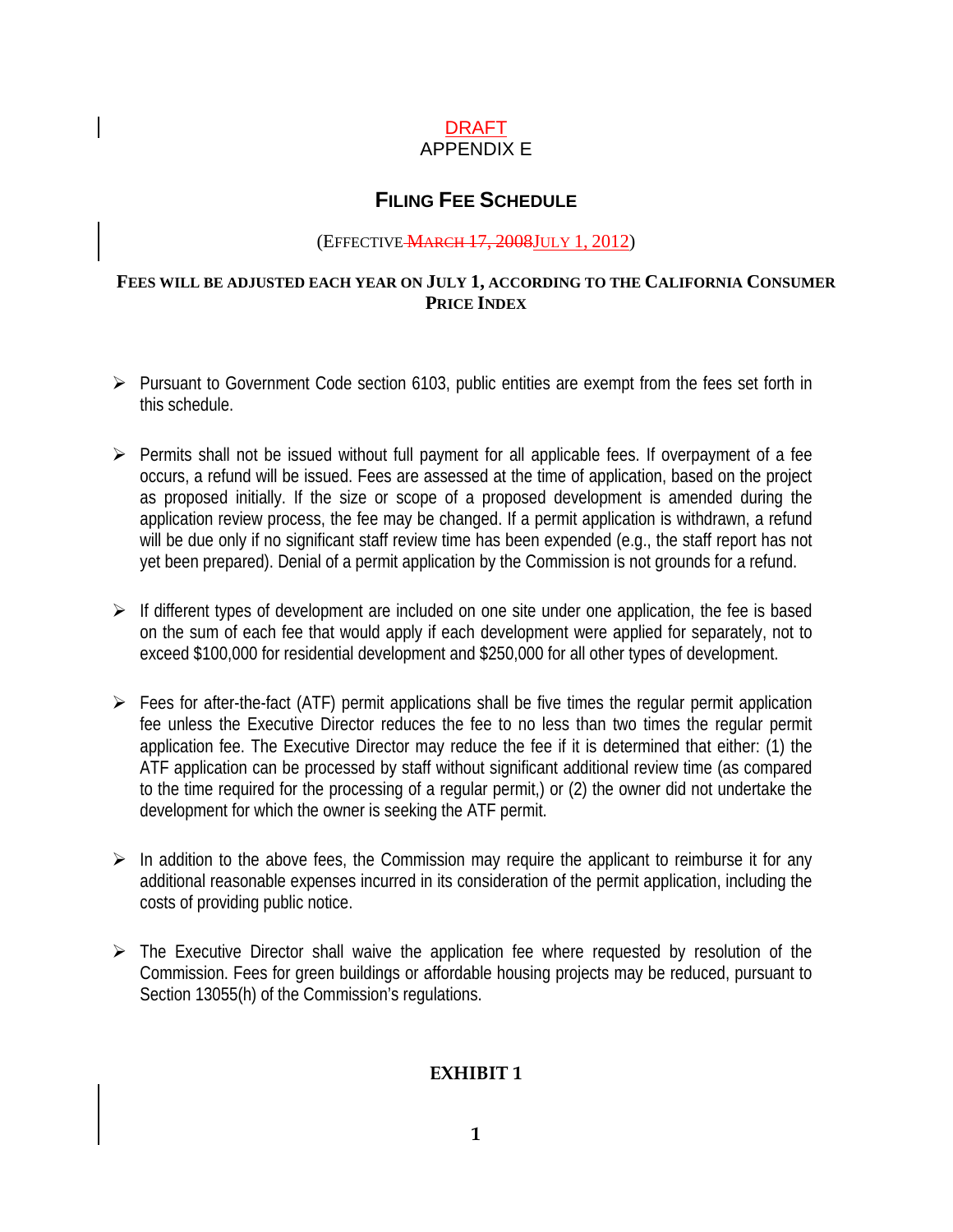DRAFT

APPENDIX E

## FILING FEE SCHEDULE

(EFFECTIVE ~~MARCH 17, 2008~~JULY 1, 2012)

**FEES WILL BE ADJUSTED EACH YEAR ON JULY 1, ACCORDING TO THE CALIFORNIA CONSUMER PRICE INDEX**

- Pursuant to Government Code section 6103, public entities are exempt from the fees set forth in this schedule.

- Permits shall not be issued without full payment for all applicable fees. If overpayment of a fee occurs, a refund will be issued. Fees are assessed at the time of application, based on the project as proposed initially. If the size or scope of a proposed development is amended during the application review process, the fee may be changed. If a permit application is withdrawn, a refund will be due only if no significant staff review time has been expended (e.g., the staff report has not yet been prepared). Denial of a permit application by the Commission is not grounds for a refund.

- If different types of development are included on one site under one application, the fee is based on the sum of each fee that would apply if each development were applied for separately, not to exceed $100,000 for residential development and $250,000 for all other types of development.

- Fees for after-the-fact (ATF) permit applications shall be five times the regular permit application fee unless the Executive Director reduces the fee to no less than two times the regular permit application fee. The Executive Director may reduce the fee if it is determined that either: (1) the ATF application can be processed by staff without significant additional review time (as compared to the time required for the processing of a regular permit,) or (2) the owner did not undertake the development for which the owner is seeking the ATF permit.

- In addition to the above fees, the Commission may require the applicant to reimburse it for any additional reasonable expenses incurred in its consideration of the permit application, including the costs of providing public notice.

- The Executive Director shall waive the application fee where requested by resolution of the Commission. Fees for green buildings or affordable housing projects may be reduced, pursuant to Section 13055(h) of the Commission's regulations.

**EXHIBIT 1**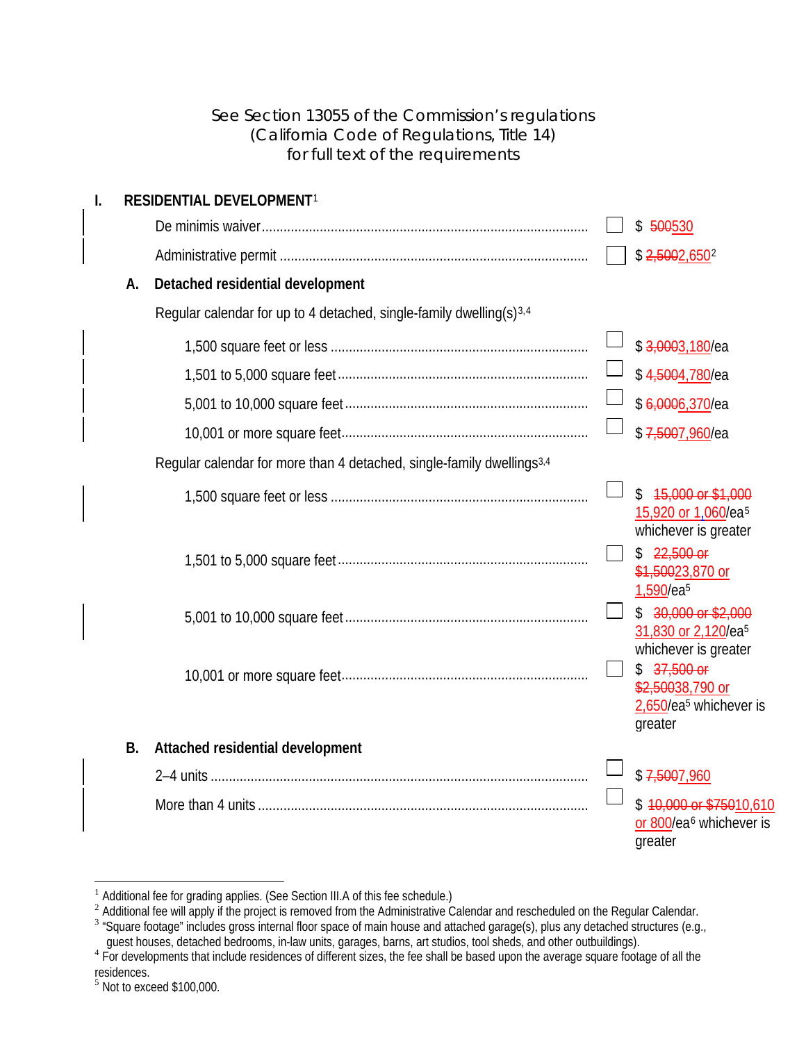See Section 13055 of the Commission's regulations
(California Code of Regulations, Title 14)
for full text of the requirements

## I. RESIDENTIAL DEVELOPMENT[1]

| Item | | Fee |
|---|---|---|
| De minimis waiver | ☐ | $ ~~500~~530 |
| Administrative permit | ☐ | $ ~~2,500~~2,650[2] |

### A. Detached residential development

Regular calendar for up to 4 detached, single-family dwelling(s)[3,4]

| Item | | Fee |
|---|---|---|
| 1,500 square feet or less | ☐ | $ ~~3,000~~3,180/ea |
| 1,501 to 5,000 square feet | ☐ | $ ~~4,500~~4,780/ea |
| 5,001 to 10,000 square feet | ☐ | $ ~~6,000~~6,370/ea |
| 10,001 or more square feet | ☐ | $ ~~7,500~~7,960/ea |

Regular calendar for more than 4 detached, single-family dwellings[3,4]

| Item | | Fee |
|---|---|---|
| 1,500 square feet or less | ☐ | $ ~~15,000 or $1,000~~ 15,920 or 1,060/ea[5] whichever is greater |
| 1,501 to 5,000 square feet | ☐ | $ ~~22,500 or $1,500~~23,870 or 1,590/ea[5] |
| 5,001 to 10,000 square feet | ☐ | $ ~~30,000 or $2,000~~ 31,830 or 2,120/ea[5] whichever is greater |
| 10,001 or more square feet | ☐ | $ ~~37,500 or $2,500~~38,790 or 2,650/ea[5] whichever is greater |

### B. Attached residential development

| Item | | Fee |
|---|---|---|
| 2–4 units | ☐ | $ ~~7,500~~7,960 |
| More than 4 units | ☐ | $ ~~10,000 or $750~~10,610 or 800/ea[6] whichever is greater |

---

[1] Additional fee for grading applies. (See Section III.A of this fee schedule.)
[2] Additional fee will apply if the project is removed from the Administrative Calendar and rescheduled on the Regular Calendar.
[3] "Square footage" includes gross internal floor space of main house and attached garage(s), plus any detached structures (e.g., guest houses, detached bedrooms, in-law units, garages, barns, art studios, tool sheds, and other outbuildings).
[4] For developments that include residences of different sizes, the fee shall be based upon the average square footage of all the residences.
[5] Not to exceed $100,000.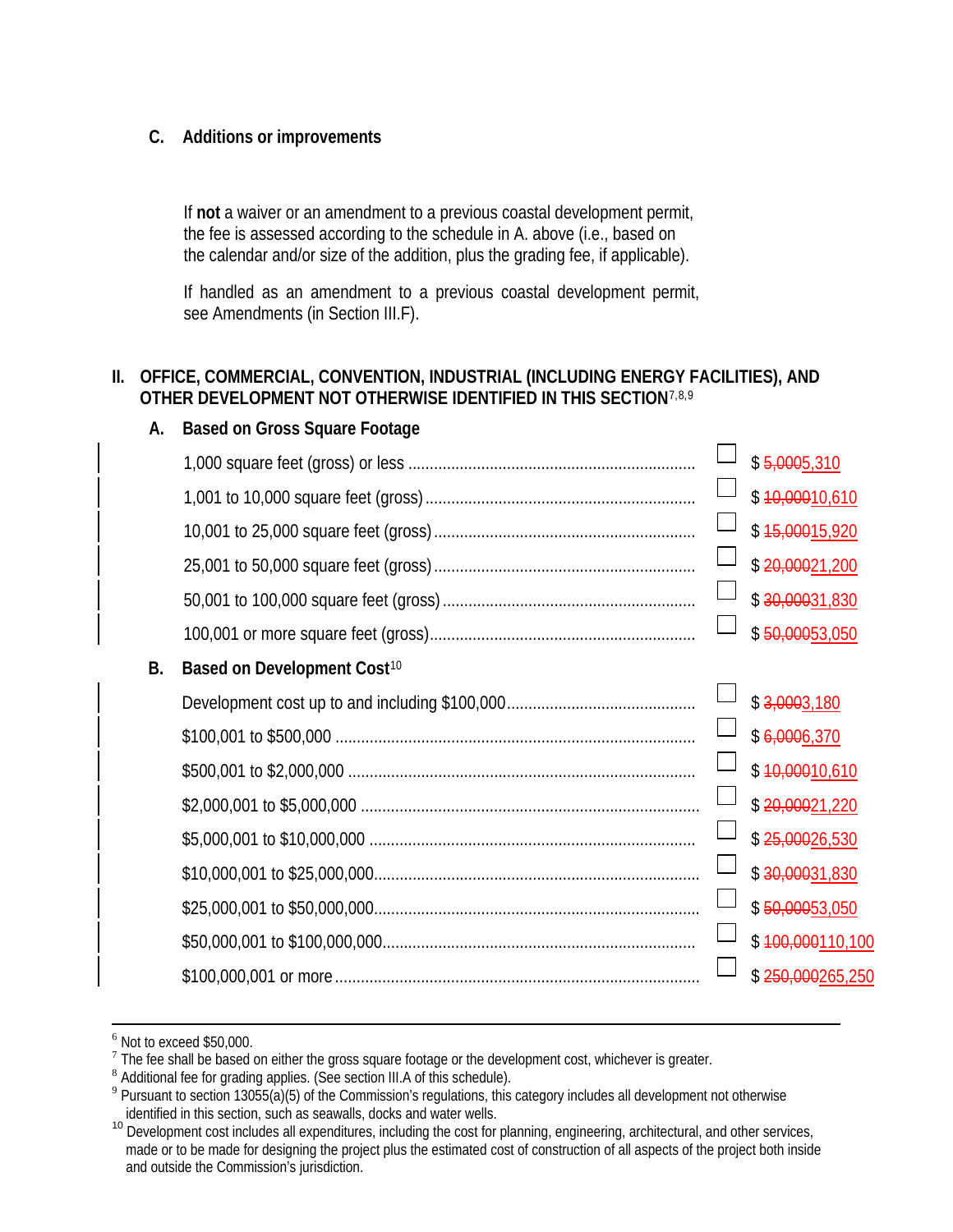### C. Additions or improvements

If **not** a waiver or an amendment to a previous coastal development permit, the fee is assessed according to the schedule in A. above (i.e., based on the calendar and/or size of the addition, plus the grading fee, if applicable).

If handled as an amendment to a previous coastal development permit, see Amendments (in Section III.F).

## II. OFFICE, COMMERCIAL, CONVENTION, INDUSTRIAL (INCLUDING ENERGY FACILITIES), AND OTHER DEVELOPMENT NOT OTHERWISE IDENTIFIED IN THIS SECTION[7,8,9]

### A. Based on Gross Square Footage

| Category | | Fee |
|---|---|---|
| 1,000 square feet (gross) or less | ☐ | $ ~~5,000~~5,310 |
| 1,001 to 10,000 square feet (gross) | ☐ | $ ~~10,000~~10,610 |
| 10,001 to 25,000 square feet (gross) | ☐ | $ ~~15,000~~15,920 |
| 25,001 to 50,000 square feet (gross) | ☐ | $ ~~20,000~~21,200 |
| 50,001 to 100,000 square feet (gross) | ☐ | $ ~~30,000~~31,830 |
| 100,001 or more square feet (gross) | ☐ | $ ~~50,000~~53,050 |

### B. Based on Development Cost[10]

| Category | | Fee |
|---|---|---|
| Development cost up to and including $100,000 | ☐ | $ ~~3,000~~3,180 |
| $100,001 to $500,000 | ☐ | $ ~~6,000~~6,370 |
| $500,001 to $2,000,000 | ☐ | $ ~~10,000~~10,610 |
| $2,000,001 to $5,000,000 | ☐ | $ ~~20,000~~21,220 |
| $5,000,001 to $10,000,000 | ☐ | $ ~~25,000~~26,530 |
| $10,000,001 to $25,000,000 | ☐ | $ ~~30,000~~31,830 |
| $25,000,001 to $50,000,000 | ☐ | $ ~~50,000~~53,050 |
| $50,000,001 to $100,000,000 | ☐ | $ ~~100,000~~110,100 |
| $100,000,001 or more | ☐ | $ ~~250,000~~265,250 |

---

[6] Not to exceed $50,000.

[7] The fee shall be based on either the gross square footage or the development cost, whichever is greater.

[8] Additional fee for grading applies. (See section III.A of this schedule).

[9] Pursuant to section 13055(a)(5) of the Commission's regulations, this category includes all development not otherwise identified in this section, such as seawalls, docks and water wells.

[10] Development cost includes all expenditures, including the cost for planning, engineering, architectural, and other services, made or to be made for designing the project plus the estimated cost of construction of all aspects of the project both inside and outside the Commission's jurisdiction.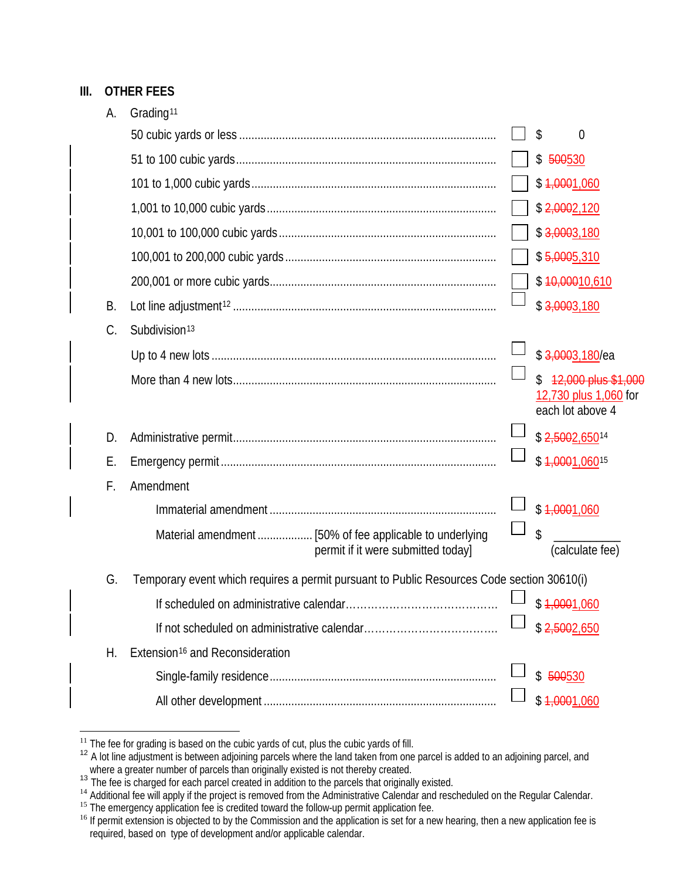## III. OTHER FEES

A. Grading[11]

| | | |
|---|---|---|
| 50 cubic yards or less | ☐ | $ 0 |
| 51 to 100 cubic yards | ☐ | $ ~~500~~530 |
| 101 to 1,000 cubic yards | ☐ | $ ~~1,000~~1,060 |
| 1,001 to 10,000 cubic yards | ☐ | $ ~~2,000~~2,120 |
| 10,001 to 100,000 cubic yards | ☐ | $ ~~3,000~~3,180 |
| 100,001 to 200,000 cubic yards | ☐ | $ ~~5,000~~5,310 |
| 200,001 or more cubic yards | ☐ | $ ~~10,000~~10,610 |

B. Lot line adjustment[12] ☐ $ ~~3,000~~3,180

C. Subdivision[13]

| | | |
|---|---|---|
| Up to 4 new lots | ☐ | $ ~~3,000~~3,180/ea |
| More than 4 new lots | ☐ | $ ~~12,000 plus $1,000~~ 12,730 plus 1,060 for each lot above 4 |

D. Administrative permit ☐ $ ~~2,500~~2,650[14]

E. Emergency permit ☐ $ ~~1,000~~1,060[15]

F. Amendment

| | | |
|---|---|---|
| Immaterial amendment | ☐ | $ ~~1,000~~1,060 |
| Material amendment .......... [50% of fee applicable to underlying permit if it were submitted today] | ☐ | $ __________ (calculate fee) |

G. Temporary event which requires a permit pursuant to Public Resources Code section 30610(i)

| | | |
|---|---|---|
| If scheduled on administrative calendar | ☐ | $ ~~1,000~~1,060 |
| If not scheduled on administrative calendar | ☐ | $ ~~2,500~~2,650 |

H. Extension[16] and Reconsideration

| | | |
|---|---|---|
| Single-family residence | ☐ | $ ~~500~~530 |
| All other development | ☐ | $ ~~1,000~~1,060 |

---

[11] The fee for grading is based on the cubic yards of cut, plus the cubic yards of fill.

[12] A lot line adjustment is between adjoining parcels where the land taken from one parcel is added to an adjoining parcel, and where a greater number of parcels than originally existed is not thereby created.

[13] The fee is charged for each parcel created in addition to the parcels that originally existed.

[14] Additional fee will apply if the project is removed from the Administrative Calendar and rescheduled on the Regular Calendar.

[15] The emergency application fee is credited toward the follow-up permit application fee.

[16] If permit extension is objected to by the Commission and the application is set for a new hearing, then a new application fee is required, based on type of development and/or applicable calendar.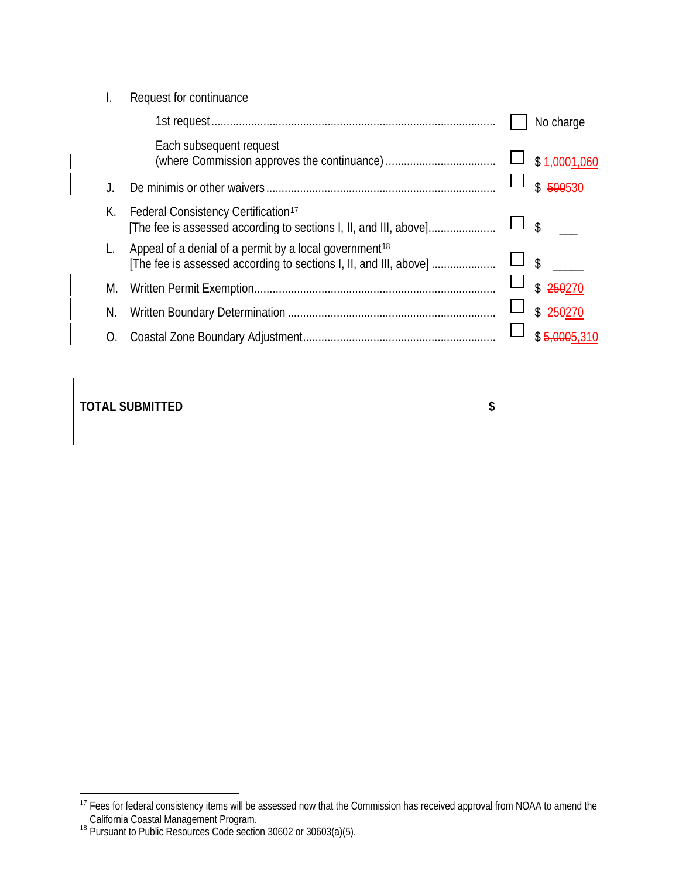| | | | |
|---|---|---|---|
| I. | Request for continuance | | |
| | 1st request | ☐ | No charge |
| | Each subsequent request (where Commission approves the continuance) | ☐ | $ ~~1,000~~1,060 |
| J. | De minimis or other waivers | ☐ | $ ~~500~~530 |
| K. | Federal Consistency Certification[17] [The fee is assessed according to sections I, II, and III, above] | ☐ | $ ____ |
| L. | Appeal of a denial of a permit by a local government[18] [The fee is assessed according to sections I, II, and III, above] | ☐ | $ ____ |
| M. | Written Permit Exemption | ☐ | $ ~~250~~270 |
| N. | Written Boundary Determination | ☐ | $ ~~250~~270 |
| O. | Coastal Zone Boundary Adjustment | ☐ | $ ~~5,000~~5,310 |

| **TOTAL SUBMITTED** | **$** |
|---|---|

[17] Fees for federal consistency items will be assessed now that the Commission has received approval from NOAA to amend the California Coastal Management Program.

[18] Pursuant to Public Resources Code section 30602 or 30603(a)(5).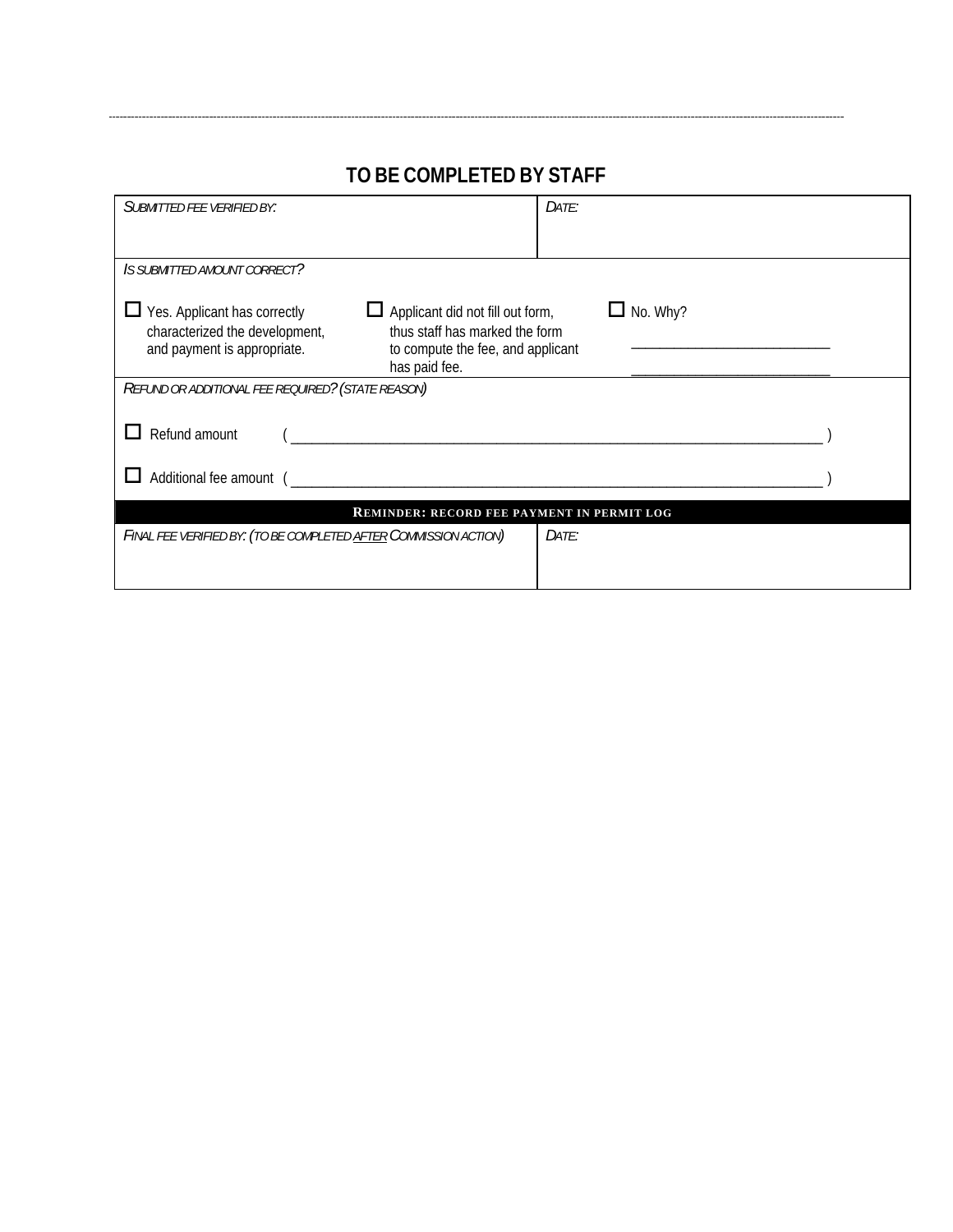---

## TO BE COMPLETED BY STAFF

| *Submitted fee verified by:* | *Date:* |
|---|---|
| | |

*Is submitted amount correct?*

☐ Yes. Applicant has correctly characterized the development, and payment is appropriate.

☐ Applicant did not fill out form, thus staff has marked the form to compute the fee, and applicant has paid fee.

☐ No. Why? ___________________________ ___________________________

*Refund or additional fee required? (state reason)*

☐ Refund amount ( ________________________________________________________________________ )

☐ Additional fee amount ( ________________________________________________________________________ )

**REMINDER: RECORD FEE PAYMENT IN PERMIT LOG**

| *Final fee verified by: (to be completed after Commission action)* | *Date:* |
|---|---|
| | |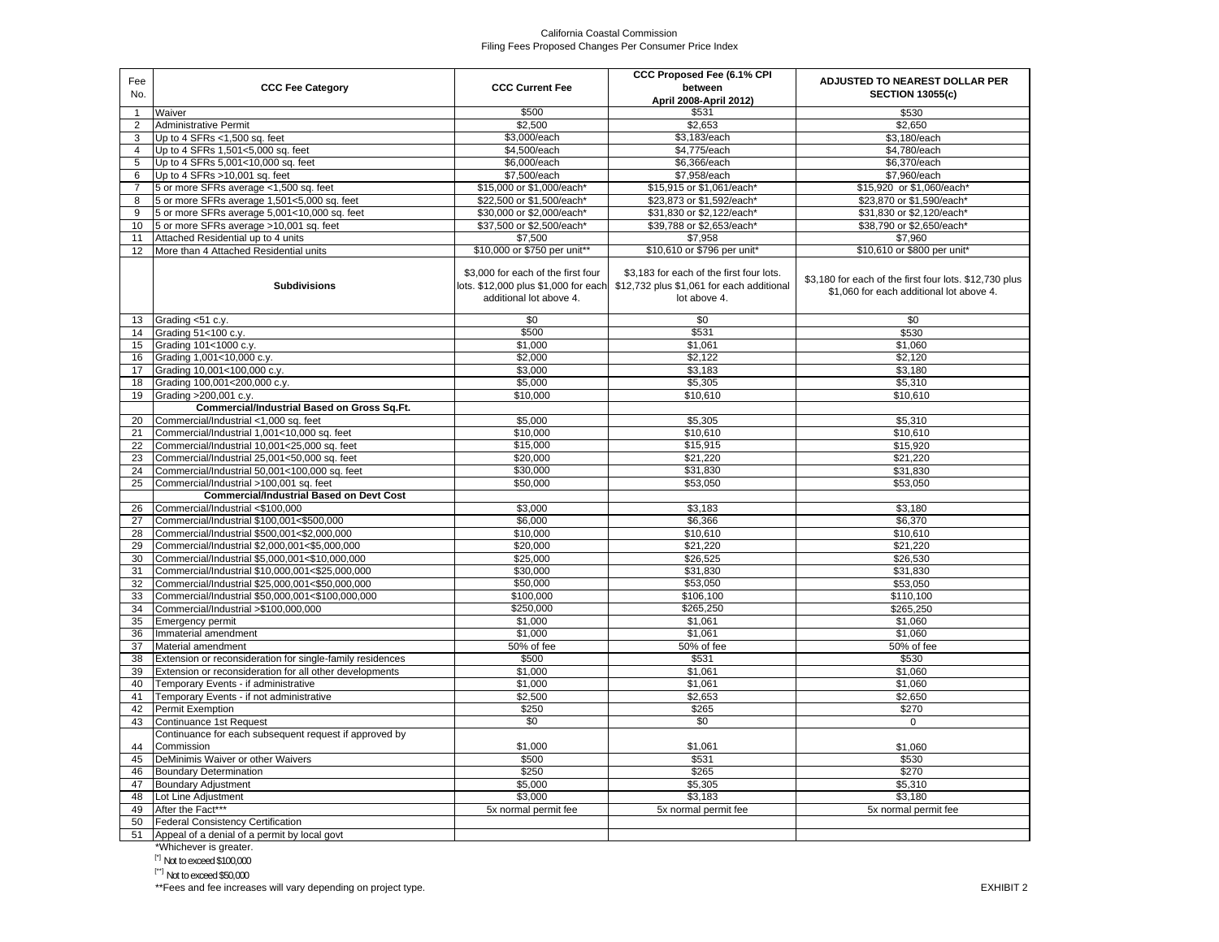California Coastal Commission
Filing Fees Proposed Changes Per Consumer Price Index

| Fee No. | CCC Fee Category | CCC Current Fee | CCC Proposed Fee (6.1% CPI between April 2008-April 2012) | ADJUSTED TO NEAREST DOLLAR PER SECTION 13055(c) |
|---|---|---|---|---|
| 1 | Waiver | $500 | $531 | $530 |
| 2 | Administrative Permit | $2,500 | $2,653 | $2,650 |
| 3 | Up to 4 SFRs <1,500 sq. feet | $3,000/each | $3,183/each | $3,180/each |
| 4 | Up to 4 SFRs 1,501<5,000 sq. feet | $4,500/each | $4,775/each | $4,780/each |
| 5 | Up to 4 SFRs 5,001<10,000 sq. feet | $6,000/each | $6,366/each | $6,370/each |
| 6 | Up to 4 SFRs >10,001 sq. feet | $7,500/each | $7,958/each | $7,960/each |
| 7 | 5 or more SFRs average <1,500 sq. feet | $15,000 or $1,000/each* | $15,915 or $1,061/each* | $15,920 or $1,060/each* |
| 8 | 5 or more SFRs average 1,501<5,000 sq. feet | $22,500 or $1,500/each* | $23,873 or $1,592/each* | $23,870 or $1,590/each* |
| 9 | 5 or more SFRs average 5,001<10,000 sq. feet | $30,000 or $2,000/each* | $31,830 or $2,122/each* | $31,830 or $2,120/each* |
| 10 | 5 or more SFRs average >10,001 sq. feet | $37,500 or $2,500/each* | $39,788 or $2,653/each* | $38,790 or $2,650/each* |
| 11 | Attached Residential up to 4 units | $7,500 | $7,958 | $7,960 |
| 12 | More than 4 Attached Residential units | $10,000 or $750 per unit** | $10,610 or $796 per unit* | $10,610 or $800 per unit* |
| | **Subdivisions** | $3,000 for each of the first four lots. $12,000 plus $1,000 for each additional lot above 4. | $3,183 for each of the first four lots. $12,732 plus $1,061 for each additional lot above 4. | $3,180 for each of the first four lots. $12,730 plus $1,060 for each additional lot above 4. |
| 13 | Grading <51 c.y. | $0 | $0 | $0 |
| 14 | Grading 51<100 c.y. | $500 | $531 | $530 |
| 15 | Grading 101<1000 c.y. | $1,000 | $1,061 | $1,060 |
| 16 | Grading 1,001<10,000 c.y. | $2,000 | $2,122 | $2,120 |
| 17 | Grading 10,001<100,000 c.y. | $3,000 | $3,183 | $3,180 |
| 18 | Grading 100,001<200,000 c.y. | $5,000 | $5,305 | $5,310 |
| 19 | Grading >200,001 c.y. | $10,000 | $10,610 | $10,610 |
| | **Commercial/Industrial Based on Gross Sq.Ft.** | | | |
| 20 | Commercial/Industrial <1,000 sq. feet | $5,000 | $5,305 | $5,310 |
| 21 | Commercial/Industrial 1,001<10,000 sq. feet | $10,000 | $10,610 | $10,610 |
| 22 | Commercial/Industrial 10,001<25,000 sq. feet | $15,000 | $15,915 | $15,920 |
| 23 | Commercial/Industrial 25,001<50,000 sq. feet | $20,000 | $21,220 | $21,220 |
| 24 | Commercial/Industrial 50,001<100,000 sq. feet | $30,000 | $31,830 | $31,830 |
| 25 | Commercial/Industrial >100,001 sq. feet | $50,000 | $53,050 | $53,050 |
| | **Commercial/Industrial Based on Devt Cost** | | | |
| 26 | Commercial/Industrial <$100,000 | $3,000 | $3,183 | $3,180 |
| 27 | Commercial/Industrial $100,001<$500,000 | $6,000 | $6,366 | $6,370 |
| 28 | Commercial/Industrial $500,001<$2,000,000 | $10,000 | $10,610 | $10,610 |
| 29 | Commercial/Industrial $2,000,001<$5,000,000 | $20,000 | $21,220 | $21,220 |
| 30 | Commercial/Industrial $5,000,001<$10,000,000 | $25,000 | $26,525 | $26,530 |
| 31 | Commercial/Industrial $10,000,001<$25,000,000 | $30,000 | $31,830 | $31,830 |
| 32 | Commercial/Industrial $25,000,001<$50,000,000 | $50,000 | $53,050 | $53,050 |
| 33 | Commercial/Industrial $50,000,001<$100,000,000 | $100,000 | $106,100 | $110,100 |
| 34 | Commercial/Industrial >$100,000,000 | $250,000 | $265,250 | $265,250 |
| 35 | Emergency permit | $1,000 | $1,061 | $1,060 |
| 36 | Immaterial amendment | $1,000 | $1,061 | $1,060 |
| 37 | Material amendment | 50% of fee | 50% of fee | 50% of fee |
| 38 | Extension or reconsideration for single-family residences | $500 | $531 | $530 |
| 39 | Extension or reconsideration for all other developments | $1,000 | $1,061 | $1,060 |
| 40 | Temporary Events - if administrative | $1,000 | $1,061 | $1,060 |
| 41 | Temporary Events - if not administrative | $2,500 | $2,653 | $2,650 |
| 42 | Permit Exemption | $250 | $265 | $270 |
| 43 | Continuance 1st Request | $0 | $0 | 0 |
| 44 | Continuance for each subsequent request if approved by Commission | $1,000 | $1,061 | $1,060 |
| 45 | DeMinimis Waiver or other Waivers | $500 | $531 | $530 |
| 46 | Boundary Determination | $250 | $265 | $270 |
| 47 | Boundary Adjustment | $5,000 | $5,305 | $5,310 |
| 48 | Lot Line Adjustment | $3,000 | $3,183 | $3,180 |
| 49 | After the Fact*** | 5x normal permit fee | 5x normal permit fee | 5x normal permit fee |
| 50 | Federal Consistency Certification | | | |
| 51 | Appeal of a denial of a permit by local govt | | | |

*Whichever is greater.

[*] Not to exceed $100,000

[**] Not to exceed $50,000

**Fees and fee increases will vary depending on project type.

EXHIBIT 2